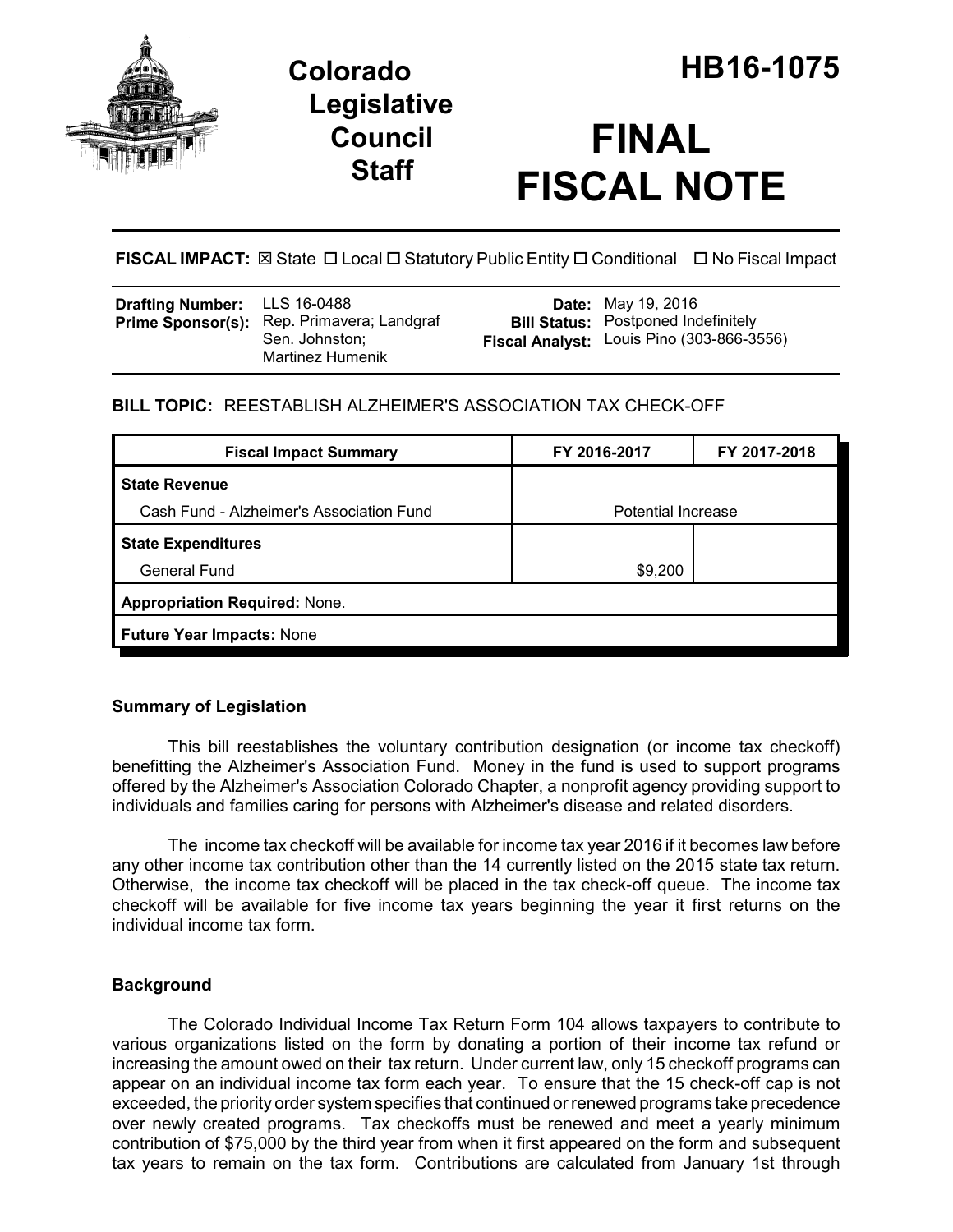# Colorado Legislative Council Staff

# HB16-1075

# FINAL FISCAL NOTE

**FISCAL IMPACT:** ☒ State ☐ Local ☐ Statutory Public Entity ☐ Conditional ☐ No Fiscal Impact

| | | | |
|---|---|---|---|
| **Drafting Number:** | LLS 16-0488 | **Date:** | May 19, 2016 |
| **Prime Sponsor(s):** | Rep. Primavera; Landgraf<br>Sen. Johnston;<br>Martinez Humenik | **Bill Status:** | Postponed Indefinitely |
| | | **Fiscal Analyst:** | Louis Pino (303-866-3556) |

**BILL TOPIC:** REESTABLISH ALZHEIMER'S ASSOCIATION TAX CHECK-OFF

| Fiscal Impact Summary | FY 2016-2017 | FY 2017-2018 |
|---|---|---|
| **State Revenue** | | |
| Cash Fund - Alzheimer's Association Fund | Potential Increase | |
| **State Expenditures** | | |
| General Fund | $9,200 | |
| **Appropriation Required:** None. | | |
| **Future Year Impacts:** None | | |

## Summary of Legislation

This bill reestablishes the voluntary contribution designation (or income tax checkoff) benefitting the Alzheimer's Association Fund. Money in the fund is used to support programs offered by the Alzheimer's Association Colorado Chapter, a nonprofit agency providing support to individuals and families caring for persons with Alzheimer's disease and related disorders.

The income tax checkoff will be available for income tax year 2016 if it becomes law before any other income tax contribution other than the 14 currently listed on the 2015 state tax return. Otherwise, the income tax checkoff will be placed in the tax check-off queue. The income tax checkoff will be available for five income tax years beginning the year it first returns on the individual income tax form.

## Background

The Colorado Individual Income Tax Return Form 104 allows taxpayers to contribute to various organizations listed on the form by donating a portion of their income tax refund or increasing the amount owed on their tax return. Under current law, only 15 checkoff programs can appear on an individual income tax form each year. To ensure that the 15 check-off cap is not exceeded, the priority order system specifies that continued or renewed programs take precedence over newly created programs. Tax checkoffs must be renewed and meet a yearly minimum contribution of $75,000 by the third year from when it first appeared on the form and subsequent tax years to remain on the tax form. Contributions are calculated from January 1st through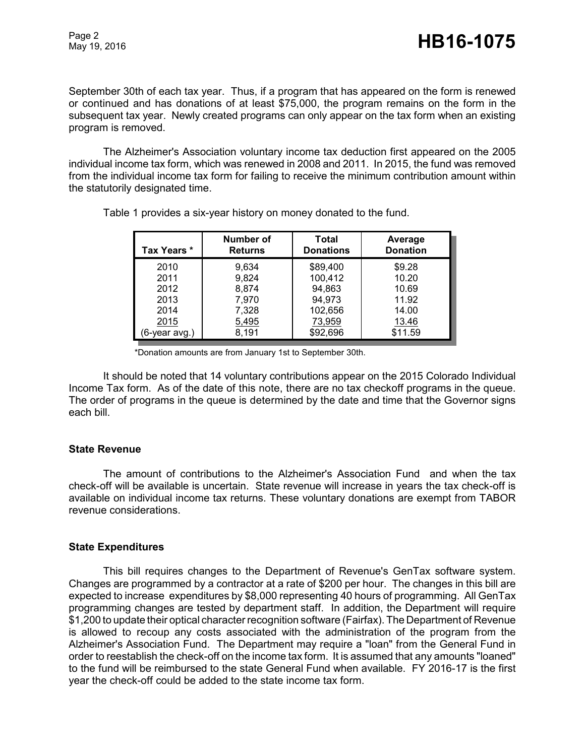September 30th of each tax year. Thus, if a program that has appeared on the form is renewed or continued and has donations of at least $75,000, the program remains on the form in the subsequent tax year. Newly created programs can only appear on the tax form when an existing program is removed.

The Alzheimer's Association voluntary income tax deduction first appeared on the 2005 individual income tax form, which was renewed in 2008 and 2011. In 2015, the fund was removed from the individual income tax form for failing to receive the minimum contribution amount within the statutorily designated time.

Table 1 provides a six-year history on money donated to the fund.

| Tax Years * | Number of Returns | Total Donations | Average Donation |
|---|---|---|---|
| 2010 | 9,634 | $89,400 | $9.28 |
| 2011 | 9,824 | 100,412 | 10.20 |
| 2012 | 8,874 | 94,863 | 10.69 |
| 2013 | 7,970 | 94,973 | 11.92 |
| 2014 | 7,328 | 102,656 | 14.00 |
| 2015 | 5,495 | 73,959 | 13.46 |
| (6-year avg.) | 8,191 | $92,696 | $11.59 |

*Donation amounts are from January 1st to September 30th.

It should be noted that 14 voluntary contributions appear on the 2015 Colorado Individual Income Tax form. As of the date of this note, there are no tax checkoff programs in the queue. The order of programs in the queue is determined by the date and time that the Governor signs each bill.

### State Revenue

The amount of contributions to the Alzheimer's Association Fund and when the tax check-off will be available is uncertain. State revenue will increase in years the tax check-off is available on individual income tax returns. These voluntary donations are exempt from TABOR revenue considerations.

### State Expenditures

This bill requires changes to the Department of Revenue's GenTax software system. Changes are programmed by a contractor at a rate of $200 per hour. The changes in this bill are expected to increase expenditures by $8,000 representing 40 hours of programming. All GenTax programming changes are tested by department staff. In addition, the Department will require $1,200 to update their optical character recognition software (Fairfax). The Department of Revenue is allowed to recoup any costs associated with the administration of the program from the Alzheimer's Association Fund. The Department may require a "loan" from the General Fund in order to reestablish the check-off on the income tax form. It is assumed that any amounts "loaned" to the fund will be reimbursed to the state General Fund when available. FY 2016-17 is the first year the check-off could be added to the state income tax form.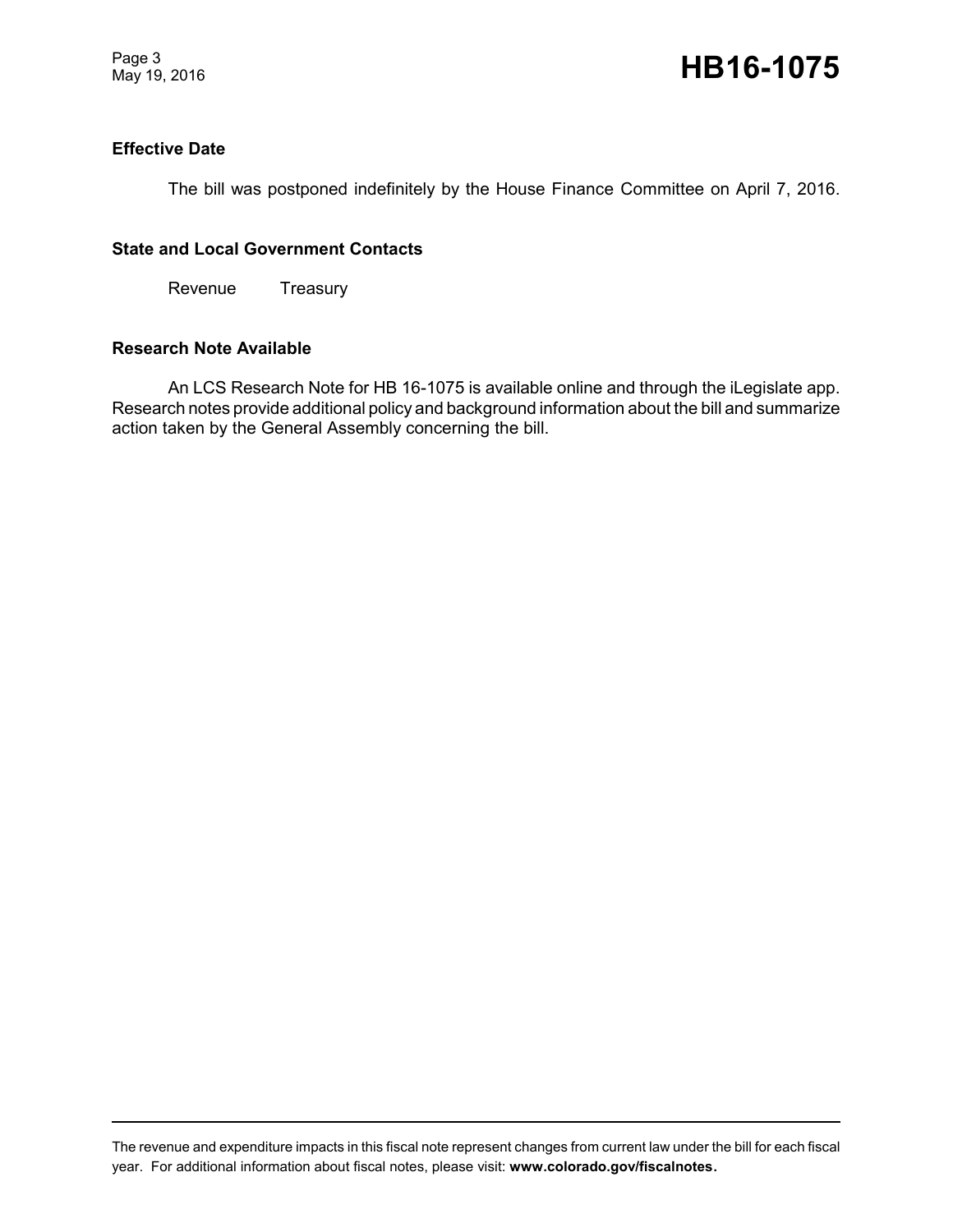## Effective Date

The bill was postponed indefinitely by the House Finance Committee on April 7, 2016.

## State and Local Government Contacts

Revenue Treasury

## Research Note Available

An LCS Research Note for HB 16-1075 is available online and through the iLegislate app. Research notes provide additional policy and background information about the bill and summarize action taken by the General Assembly concerning the bill.

The revenue and expenditure impacts in this fiscal note represent changes from current law under the bill for each fiscal year. For additional information about fiscal notes, please visit: **www.colorado.gov/fiscalnotes.**